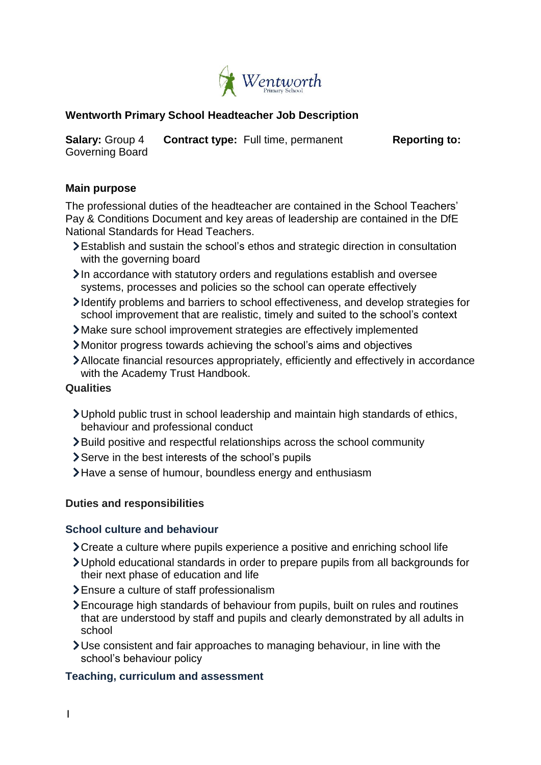Wentworth
Primary School

**Wentworth Primary School Headteacher Job Description**

**Salary:** Group 4 **Contract type:** Full time, permanent **Reporting to:** Governing Board

**Main purpose**

The professional duties of the headteacher are contained in the School Teachers' Pay & Conditions Document and key areas of leadership are contained in the DfE National Standards for Head Teachers.

- Establish and sustain the school's ethos and strategic direction in consultation with the governing board
- In accordance with statutory orders and regulations establish and oversee systems, processes and policies so the school can operate effectively
- Identify problems and barriers to school effectiveness, and develop strategies for school improvement that are realistic, timely and suited to the school's context
- Make sure school improvement strategies are effectively implemented
- Monitor progress towards achieving the school's aims and objectives
- Allocate financial resources appropriately, efficiently and effectively in accordance with the Academy Trust Handbook.

**Qualities**

- Uphold public trust in school leadership and maintain high standards of ethics, behaviour and professional conduct
- Build positive and respectful relationships across the school community
- Serve in the best interests of the school's pupils
- Have a sense of humour, boundless energy and enthusiasm

**Duties and responsibilities**

**School culture and behaviour**

- Create a culture where pupils experience a positive and enriching school life
- Uphold educational standards in order to prepare pupils from all backgrounds for their next phase of education and life
- Ensure a culture of staff professionalism
- Encourage high standards of behaviour from pupils, built on rules and routines that are understood by staff and pupils and clearly demonstrated by all adults in school
- Use consistent and fair approaches to managing behaviour, in line with the school's behaviour policy

**Teaching, curriculum and assessment**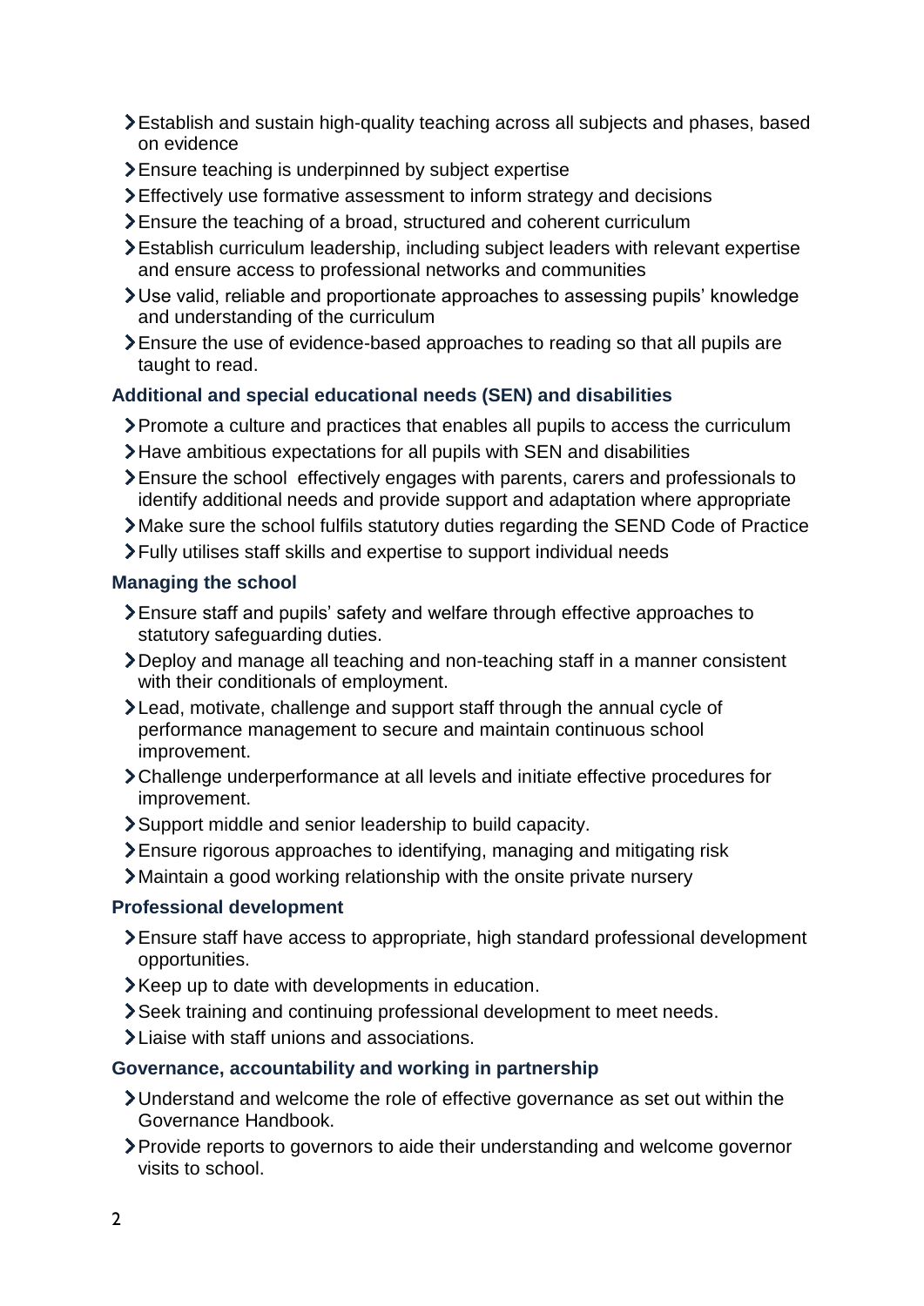- Establish and sustain high-quality teaching across all subjects and phases, based on evidence
- Ensure teaching is underpinned by subject expertise
- Effectively use formative assessment to inform strategy and decisions
- Ensure the teaching of a broad, structured and coherent curriculum
- Establish curriculum leadership, including subject leaders with relevant expertise and ensure access to professional networks and communities
- Use valid, reliable and proportionate approaches to assessing pupils' knowledge and understanding of the curriculum
- Ensure the use of evidence-based approaches to reading so that all pupils are taught to read.

### Additional and special educational needs (SEN) and disabilities

- Promote a culture and practices that enables all pupils to access the curriculum
- Have ambitious expectations for all pupils with SEN and disabilities
- Ensure the school effectively engages with parents, carers and professionals to identify additional needs and provide support and adaptation where appropriate
- Make sure the school fulfils statutory duties regarding the SEND Code of Practice
- Fully utilises staff skills and expertise to support individual needs

### Managing the school

- Ensure staff and pupils' safety and welfare through effective approaches to statutory safeguarding duties.
- Deploy and manage all teaching and non-teaching staff in a manner consistent with their conditionals of employment.
- Lead, motivate, challenge and support staff through the annual cycle of performance management to secure and maintain continuous school improvement.
- Challenge underperformance at all levels and initiate effective procedures for improvement.
- Support middle and senior leadership to build capacity.
- Ensure rigorous approaches to identifying, managing and mitigating risk
- Maintain a good working relationship with the onsite private nursery

### Professional development

- Ensure staff have access to appropriate, high standard professional development opportunities.
- Keep up to date with developments in education.
- Seek training and continuing professional development to meet needs.
- Liaise with staff unions and associations.

### Governance, accountability and working in partnership

- Understand and welcome the role of effective governance as set out within the Governance Handbook.
- Provide reports to governors to aide their understanding and welcome governor visits to school.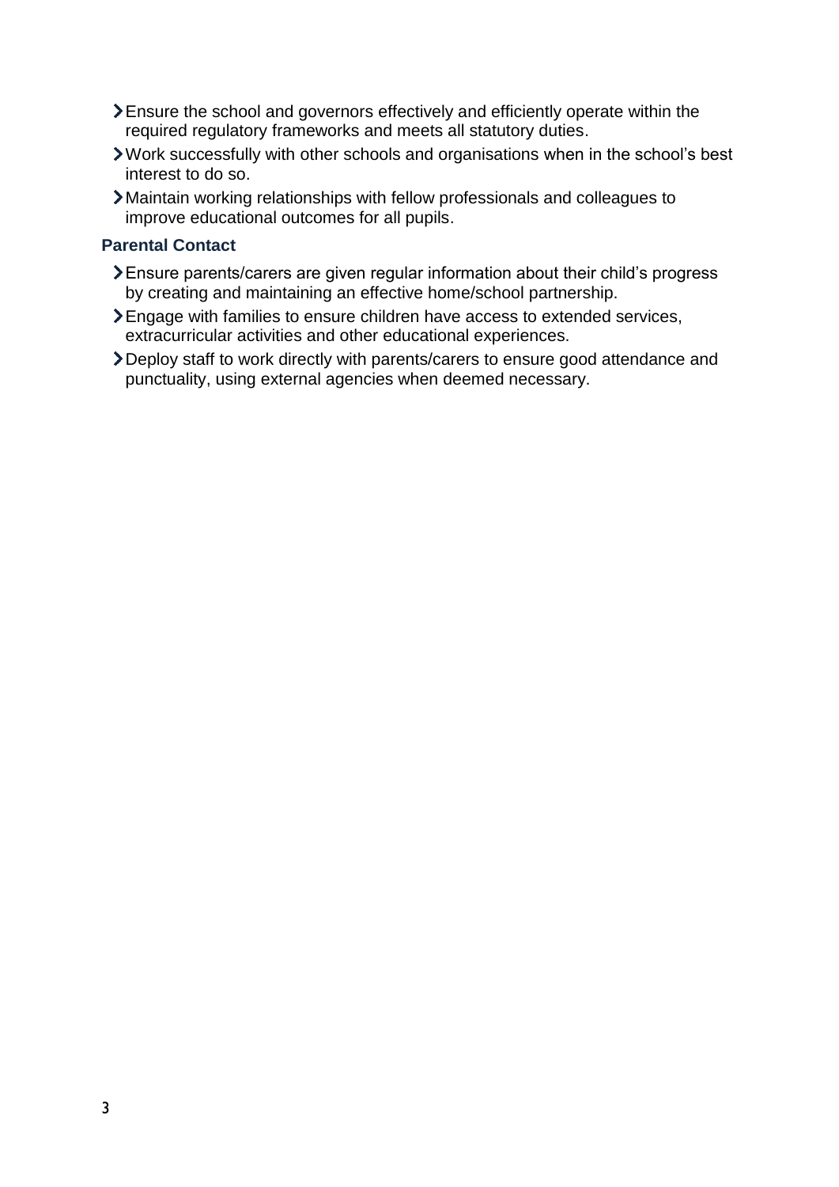- Ensure the school and governors effectively and efficiently operate within the required regulatory frameworks and meets all statutory duties.
- Work successfully with other schools and organisations when in the school's best interest to do so.
- Maintain working relationships with fellow professionals and colleagues to improve educational outcomes for all pupils.

### Parental Contact

- Ensure parents/carers are given regular information about their child's progress by creating and maintaining an effective home/school partnership.
- Engage with families to ensure children have access to extended services, extracurricular activities and other educational experiences.
- Deploy staff to work directly with parents/carers to ensure good attendance and punctuality, using external agencies when deemed necessary.